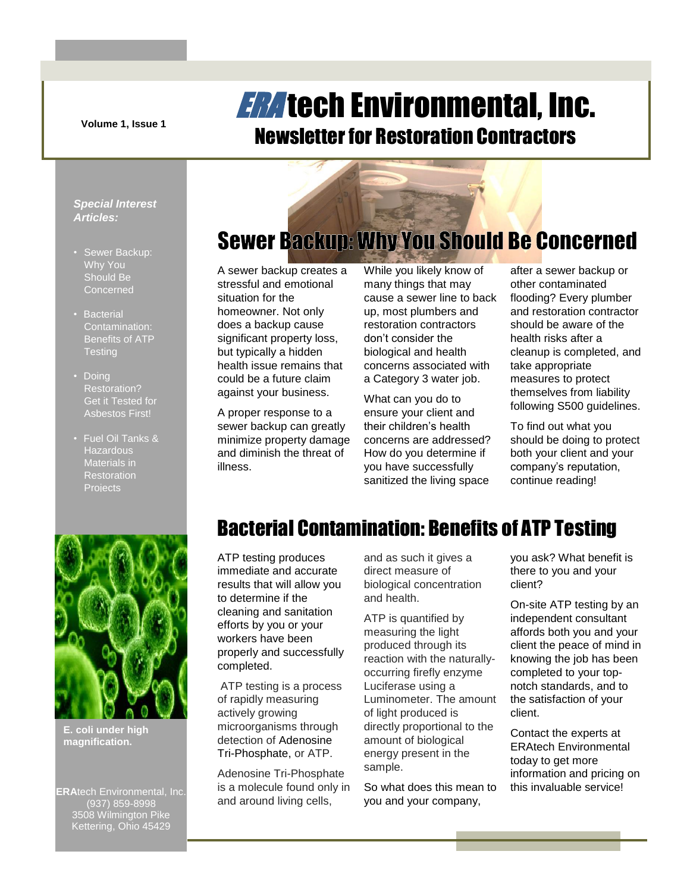Volume 1, Issue 1

# ERAtech Environmental, Inc.

## Newsletter for Restoration Contractors

***Special Interest Articles:***

- Sewer Backup: Why You Should Be Concerned
- Bacterial Contamination: Benefits of ATP Testing
- Doing Restoration? Get it Tested for Asbestos First!
- Fuel Oil Tanks & Hazardous Materials in Restoration Projects

## Sewer Backup: Why You Should Be Concerned

A sewer backup creates a stressful and emotional situation for the homeowner. Not only does a backup cause significant property loss, but typically a hidden health issue remains that could be a future claim against your business.

A proper response to a sewer backup can greatly minimize property damage and diminish the threat of illness.

While you likely know of many things that may cause a sewer line to back up, most plumbers and restoration contractors don't consider the biological and health concerns associated with a Category 3 water job.

What can you do to ensure your client and their children's health concerns are addressed? How do you determine if you have successfully sanitized the living space after a sewer backup or other contaminated flooding? Every plumber and restoration contractor should be aware of the health risks after a cleanup is completed, and take appropriate measures to protect themselves from liability following S500 guidelines.

To find out what you should be doing to protect both your client and your company's reputation, continue reading!

## Bacterial Contamination: Benefits of ATP Testing

ATP testing produces immediate and accurate results that will allow you to determine if the cleaning and sanitation efforts by you or your workers have been properly and successfully completed.

ATP testing is a process of rapidly measuring actively growing microorganisms through detection of Adenosine Tri-Phosphate, or ATP.

Adenosine Tri-Phosphate is a molecule found only in and around living cells, and as such it gives a direct measure of biological concentration and health.

ATP is quantified by measuring the light produced through its reaction with the naturally-occurring firefly enzyme Luciferase using a Luminometer. The amount of light produced is directly proportional to the amount of biological energy present in the sample.

So what does this mean to you and your company, you ask? What benefit is there to you and your client?

On-site ATP testing by an independent consultant affords both you and your client the peace of mind in knowing the job has been completed to your top-notch standards, and to the satisfaction of your client.

Contact the experts at ERAtech Environmental today to get more information and pricing on this invaluable service!

**E. coli under high magnification.**

**ERA**tech Environmental, Inc.
(937) 859-8998
3508 Wilmington Pike
Kettering, Ohio 45429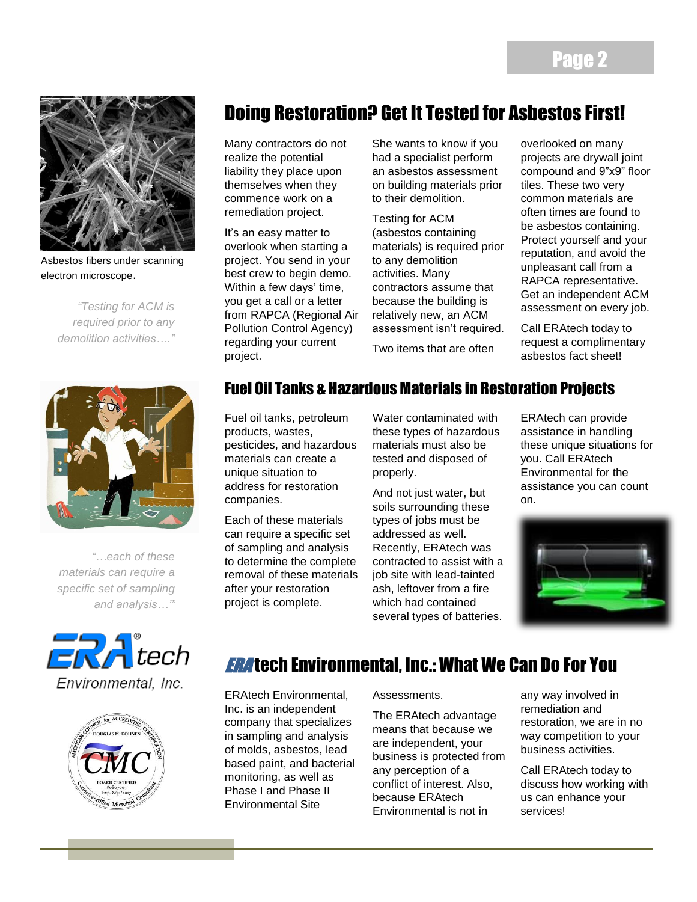## Doing Restoration? Get It Tested for Asbestos First!

Asbestos fibers under scanning electron microscope.

*"Testing for ACM is required prior to any demolition activities…."*

Many contractors do not realize the potential liability they place upon themselves when they commence work on a remediation project.

It's an easy matter to overlook when starting a project. You send in your best crew to begin demo. Within a few days' time, you get a call or a letter from RAPCA (Regional Air Pollution Control Agency) regarding your current project.

She wants to know if you had a specialist perform an asbestos assessment on building materials prior to their demolition.

Testing for ACM (asbestos containing materials) is required prior to any demolition activities. Many contractors assume that because the building is relatively new, an ACM assessment isn't required.

Two items that are often overlooked on many projects are drywall joint compound and 9"x9" floor tiles. These two very common materials are often times are found to be asbestos containing. Protect yourself and your reputation, and avoid the unpleasant call from a RAPCA representative. Get an independent ACM assessment on every job.

Call ERAtech today to request a complimentary asbestos fact sheet!

## Fuel Oil Tanks & Hazardous Materials in Restoration Projects

*"…each of these materials can require a specific set of sampling and analysis…'"*

Fuel oil tanks, petroleum products, wastes, pesticides, and hazardous materials can create a unique situation to address for restoration companies.

Each of these materials can require a specific set of sampling and analysis to determine the complete removal of these materials after your restoration project is complete.

Water contaminated with these types of hazardous materials must also be tested and disposed of properly.

And not just water, but soils surrounding these types of jobs must be addressed as well. Recently, ERAtech was contracted to assist with a job site with lead-tainted ash, leftover from a fire which had contained several types of batteries.

ERAtech can provide assistance in handling these unique situations for you. Call ERAtech Environmental for the assistance you can count on.

## ERAtech Environmental, Inc.: What We Can Do For You

ERAtech Environmental, Inc.

ERAtech Environmental, Inc. is an independent company that specializes in sampling and analysis of molds, asbestos, lead based paint, and bacterial monitoring, as well as Phase I and Phase II Environmental Site Assessments.

The ERAtech advantage means that because we are independent, your business is protected from any perception of a conflict of interest. Also, because ERAtech Environmental is not in any way involved in remediation and restoration, we are in no way competition to your business activities.

Call ERAtech today to discuss how working with us can enhance your services!